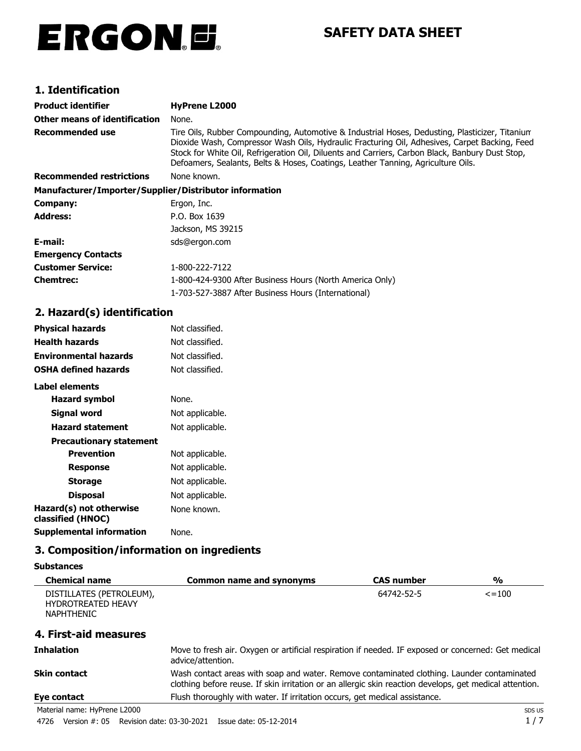ERGON

# SAFETY DATA SHEET

## 1. Identification

| | |
|---|---|
| **Product identifier** | **HyPrene L2000** |
| **Other means of identification** | None. |
| **Recommended use** | Tire Oils, Rubber Compounding, Automotive & Industrial Hoses, Dedusting, Plasticizer, Titanium Dioxide Wash, Compressor Wash Oils, Hydraulic Fracturing Oil, Adhesives, Carpet Backing, Feed Stock for White Oil, Refrigeration Oil, Diluents and Carriers, Carbon Black, Banbury Dust Stop, Defoamers, Sealants, Belts & Hoses, Coatings, Leather Tanning, Agriculture Oils. |
| **Recommended restrictions** | None known. |

**Manufacturer/Importer/Supplier/Distributor information**

| | |
|---|---|
| **Company:** | Ergon, Inc. |
| **Address:** | P.O. Box 1639<br>Jackson, MS 39215 |
| **E-mail:** | sds@ergon.com |
| **Emergency Contacts** | |
| **Customer Service:** | 1-800-222-7122 |
| **Chemtrec:** | 1-800-424-9300 After Business Hours (North America Only)<br>1-703-527-3887 After Business Hours (International) |

## 2. Hazard(s) identification

| | |
|---|---|
| **Physical hazards** | Not classified. |
| **Health hazards** | Not classified. |
| **Environmental hazards** | Not classified. |
| **OSHA defined hazards** | Not classified. |

**Label elements**

| | |
|---|---|
| **Hazard symbol** | None. |
| **Signal word** | Not applicable. |
| **Hazard statement** | Not applicable. |
| **Precautionary statement** | |
| **Prevention** | Not applicable. |
| **Response** | Not applicable. |
| **Storage** | Not applicable. |
| **Disposal** | Not applicable. |
| **Hazard(s) not otherwise classified (HNOC)** | None known. |
| **Supplemental information** | None. |

## 3. Composition/information on ingredients

**Substances**

| Chemical name | Common name and synonyms | CAS number | % |
|---|---|---|---|
| DISTILLATES (PETROLEUM), HYDROTREATED HEAVY NAPHTHENIC | | 64742-52-5 | <=100 |

## 4. First-aid measures

| | |
|---|---|
| **Inhalation** | Move to fresh air. Oxygen or artificial respiration if needed. IF exposed or concerned: Get medical advice/attention. |
| **Skin contact** | Wash contact areas with soap and water. Remove contaminated clothing. Launder contaminated clothing before reuse. If skin irritation or an allergic skin reaction develops, get medical attention. |
| **Eye contact** | Flush thoroughly with water. If irritation occurs, get medical assistance. |

Material name: HyPrene L2000

4726 Version #: 05 Revision date: 03-30-2021 Issue date: 05-12-2014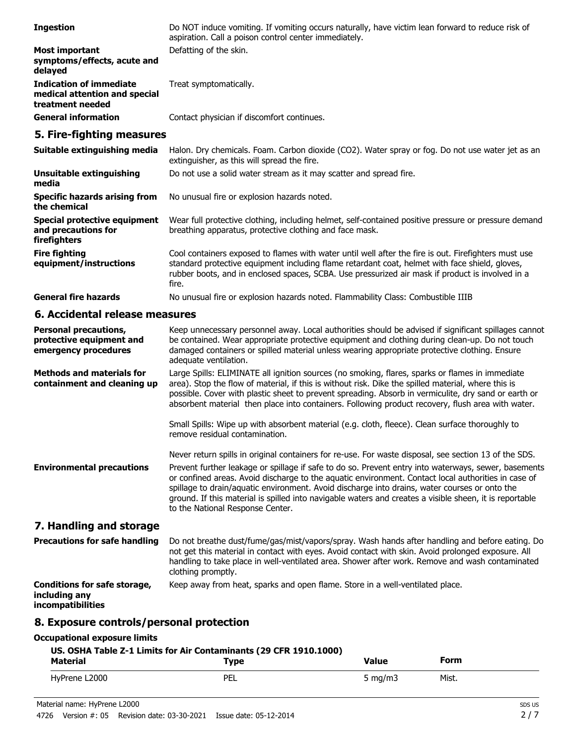**Ingestion** Do NOT induce vomiting. If vomiting occurs naturally, have victim lean forward to reduce risk of aspiration. Call a poison control center immediately.

**Most important symptoms/effects, acute and delayed** Defatting of the skin.

**Indication of immediate medical attention and special treatment needed** Treat symptomatically.

**General information** Contact physician if discomfort continues.

## 5. Fire-fighting measures

**Suitable extinguishing media** Halon. Dry chemicals. Foam. Carbon dioxide ($CO_2$). Water spray or fog. Do not use water jet as an extinguisher, as this will spread the fire.

**Unsuitable extinguishing media** Do not use a solid water stream as it may scatter and spread fire.

**Specific hazards arising from the chemical** No unusual fire or explosion hazards noted.

**Special protective equipment and precautions for firefighters** Wear full protective clothing, including helmet, self-contained positive pressure or pressure demand breathing apparatus, protective clothing and face mask.

**Fire fighting equipment/instructions** Cool containers exposed to flames with water until well after the fire is out. Firefighters must use standard protective equipment including flame retardant coat, helmet with face shield, gloves, rubber boots, and in enclosed spaces, SCBA. Use pressurized air mask if product is involved in a fire.

**General fire hazards** No unusual fire or explosion hazards noted. Flammability Class: Combustible IIIB

## 6. Accidental release measures

**Personal precautions, protective equipment and emergency procedures** Keep unnecessary personnel away. Local authorities should be advised if significant spillages cannot be contained. Wear appropriate protective equipment and clothing during clean-up. Do not touch damaged containers or spilled material unless wearing appropriate protective clothing. Ensure adequate ventilation.

**Methods and materials for containment and cleaning up** Large Spills: ELIMINATE all ignition sources (no smoking, flares, sparks or flames in immediate area). Stop the flow of material, if this is without risk. Dike the spilled material, where this is possible. Cover with plastic sheet to prevent spreading. Absorb in vermiculite, dry sand or earth or absorbent material then place into containers. Following product recovery, flush area with water.

Small Spills: Wipe up with absorbent material (e.g. cloth, fleece). Clean surface thoroughly to remove residual contamination.

Never return spills in original containers for re-use. For waste disposal, see section 13 of the SDS.

**Environmental precautions** Prevent further leakage or spillage if safe to do so. Prevent entry into waterways, sewer, basements or confined areas. Avoid discharge to the aquatic environment. Contact local authorities in case of spillage to drain/aquatic environment. Avoid discharge into drains, water courses or onto the ground. If this material is spilled into navigable waters and creates a visible sheen, it is reportable to the National Response Center.

## 7. Handling and storage

**Precautions for safe handling** Do not breathe dust/fume/gas/mist/vapors/spray. Wash hands after handling and before eating. Do not get this material in contact with eyes. Avoid contact with skin. Avoid prolonged exposure. All handling to take place in well-ventilated area. Shower after work. Remove and wash contaminated clothing promptly.

**Conditions for safe storage, including any incompatibilities** Keep away from heat, sparks and open flame. Store in a well-ventilated place.

## 8. Exposure controls/personal protection

**Occupational exposure limits**

**US. OSHA Table Z-1 Limits for Air Contaminants (29 CFR 1910.1000)**

| Material | Type | Value | Form |
|---|---|---|---|
| HyPrene L2000 | PEL | 5 mg/m3 | Mist. |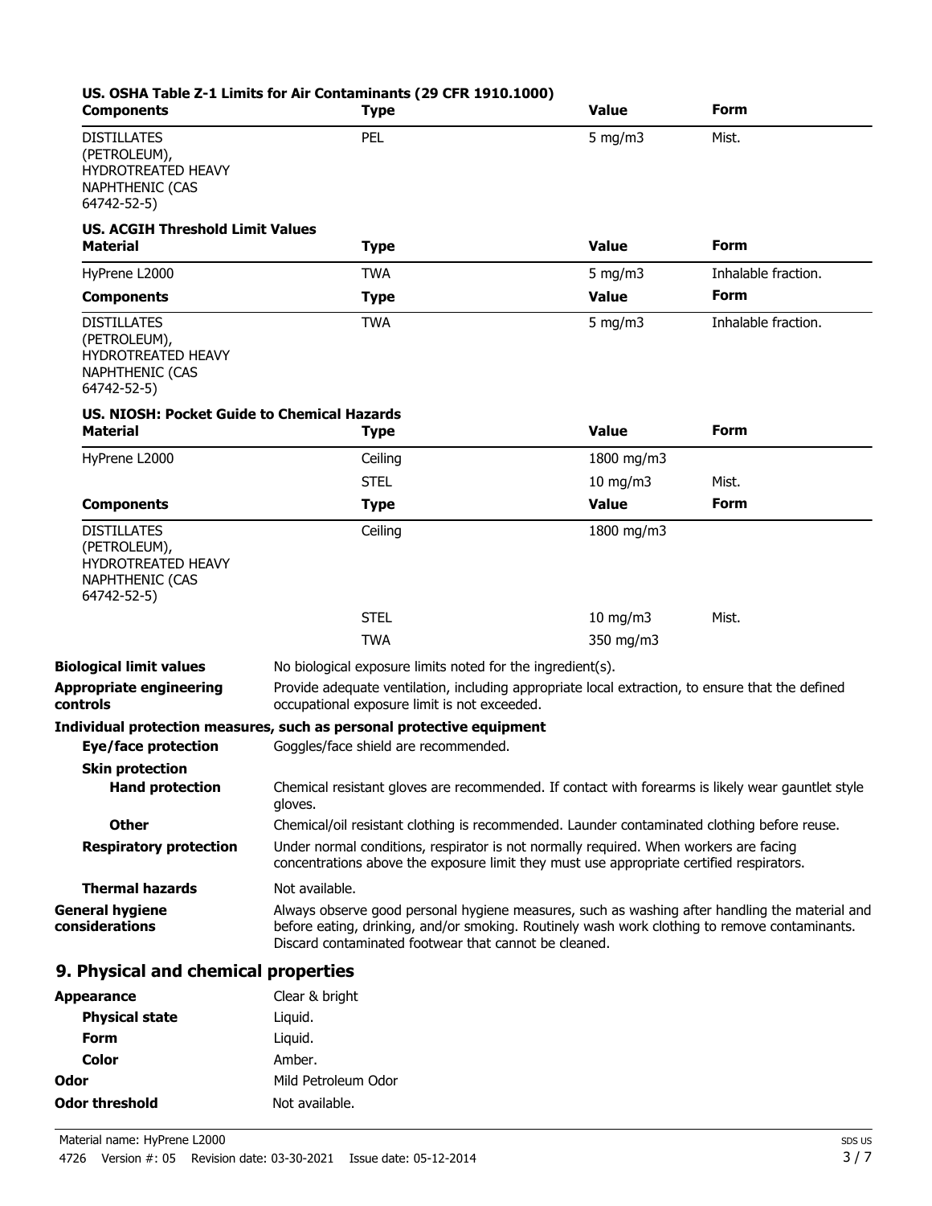**US. OSHA Table Z-1 Limits for Air Contaminants (29 CFR 1910.1000)**

| Components | Type | Value | Form |
| --- | --- | --- | --- |
| DISTILLATES (PETROLEUM), HYDROTREATED HEAVY NAPHTHENIC (CAS 64742-52-5) | PEL | 5 mg/m3 | Mist. |

**US. ACGIH Threshold Limit Values**

| Material | Type | Value | Form |
| --- | --- | --- | --- |
| HyPrene L2000 | TWA | 5 mg/m3 | Inhalable fraction. |
| **Components** | **Type** | **Value** | **Form** |
| DISTILLATES (PETROLEUM), HYDROTREATED HEAVY NAPHTHENIC (CAS 64742-52-5) | TWA | 5 mg/m3 | Inhalable fraction. |

**US. NIOSH: Pocket Guide to Chemical Hazards**

| Material | Type | Value | Form |
| --- | --- | --- | --- |
| HyPrene L2000 | Ceiling | 1800 mg/m3 | |
| | STEL | 10 mg/m3 | Mist. |
| **Components** | **Type** | **Value** | **Form** |
| DISTILLATES (PETROLEUM), HYDROTREATED HEAVY NAPHTHENIC (CAS 64742-52-5) | Ceiling | 1800 mg/m3 | |
| | STEL | 10 mg/m3 | Mist. |
| | TWA | 350 mg/m3 | |

**Biological limit values** No biological exposure limits noted for the ingredient(s).

**Appropriate engineering controls** Provide adequate ventilation, including appropriate local extraction, to ensure that the defined occupational exposure limit is not exceeded.

**Individual protection measures, such as personal protective equipment**

**Eye/face protection** Goggles/face shield are recommended.

**Skin protection**

**Hand protection** Chemical resistant gloves are recommended. If contact with forearms is likely wear gauntlet style gloves.

**Other** Chemical/oil resistant clothing is recommended. Launder contaminated clothing before reuse.

**Respiratory protection** Under normal conditions, respirator is not normally required. When workers are facing concentrations above the exposure limit they must use appropriate certified respirators.

**Thermal hazards** Not available.

**General hygiene considerations** Always observe good personal hygiene measures, such as washing after handling the material and before eating, drinking, and/or smoking. Routinely wash work clothing to remove contaminants. Discard contaminated footwear that cannot be cleaned.

## 9. Physical and chemical properties

**Appearance** Clear & bright

**Physical state** Liquid.

**Form** Liquid.

**Color** Amber.

**Odor** Mild Petroleum Odor

**Odor threshold** Not available.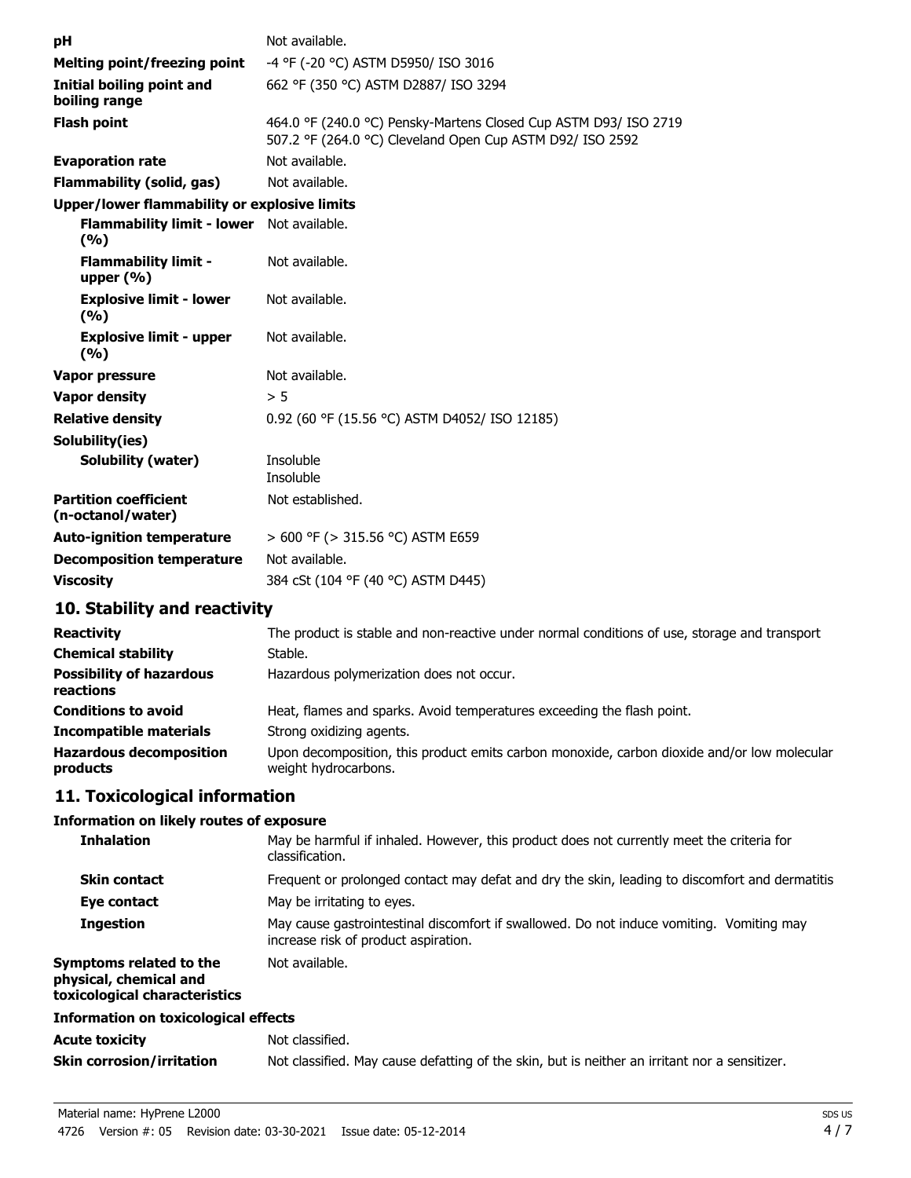| | |
|---|---|
| **pH** | Not available. |
| **Melting point/freezing point** | -4 °F (-20 °C) ASTM D5950/ ISO 3016 |
| **Initial boiling point and boiling range** | 662 °F (350 °C) ASTM D2887/ ISO 3294 |
| **Flash point** | 464.0 °F (240.0 °C) Pensky-Martens Closed Cup ASTM D93/ ISO 2719<br>507.2 °F (264.0 °C) Cleveland Open Cup ASTM D92/ ISO 2592 |
| **Evaporation rate** | Not available. |
| **Flammability (solid, gas)** | Not available. |
| **Upper/lower flammability or explosive limits** | |
| **Flammability limit - lower (%)** | Not available. |
| **Flammability limit - upper (%)** | Not available. |
| **Explosive limit - lower (%)** | Not available. |
| **Explosive limit - upper (%)** | Not available. |
| **Vapor pressure** | Not available. |
| **Vapor density** | > 5 |
| **Relative density** | 0.92 (60 °F (15.56 °C) ASTM D4052/ ISO 12185) |
| **Solubility(ies)** | |
| **Solubility (water)** | Insoluble<br>Insoluble |
| **Partition coefficient (n-octanol/water)** | Not established. |
| **Auto-ignition temperature** | > 600 °F (> 315.56 °C) ASTM E659 |
| **Decomposition temperature** | Not available. |
| **Viscosity** | 384 cSt (104 °F (40 °C) ASTM D445) |

## 10. Stability and reactivity

| | |
|---|---|
| **Reactivity** | The product is stable and non-reactive under normal conditions of use, storage and transport |
| **Chemical stability** | Stable. |
| **Possibility of hazardous reactions** | Hazardous polymerization does not occur. |
| **Conditions to avoid** | Heat, flames and sparks. Avoid temperatures exceeding the flash point. |
| **Incompatible materials** | Strong oxidizing agents. |
| **Hazardous decomposition products** | Upon decomposition, this product emits carbon monoxide, carbon dioxide and/or low molecular weight hydrocarbons. |

## 11. Toxicological information

**Information on likely routes of exposure**

| | |
|---|---|
| **Inhalation** | May be harmful if inhaled. However, this product does not currently meet the criteria for classification. |
| **Skin contact** | Frequent or prolonged contact may defat and dry the skin, leading to discomfort and dermatitis |
| **Eye contact** | May be irritating to eyes. |
| **Ingestion** | May cause gastrointestinal discomfort if swallowed. Do not induce vomiting. Vomiting may increase risk of product aspiration. |
| **Symptoms related to the physical, chemical and toxicological characteristics** | Not available. |

**Information on toxicological effects**

| | |
|---|---|
| **Acute toxicity** | Not classified. |
| **Skin corrosion/irritation** | Not classified. May cause defatting of the skin, but is neither an irritant nor a sensitizer. |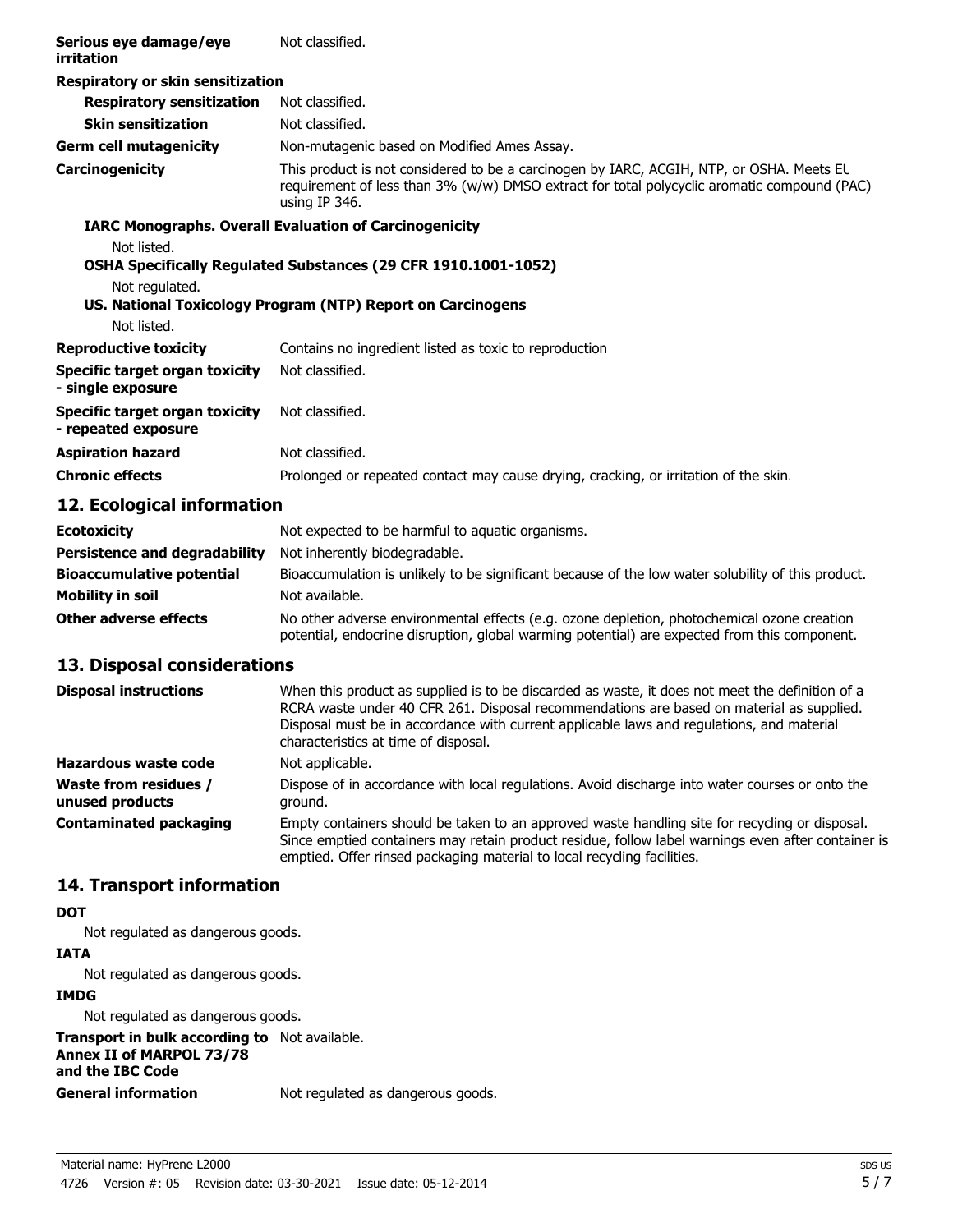| | |
|---|---|
| **Serious eye damage/eye irritation** | Not classified. |
| **Respiratory or skin sensitization** | |
| **Respiratory sensitization** | Not classified. |
| **Skin sensitization** | Not classified. |
| **Germ cell mutagenicity** | Non-mutagenic based on Modified Ames Assay. |
| **Carcinogenicity** | This product is not considered to be a carcinogen by IARC, ACGIH, NTP, or OSHA. Meets EU requirement of less than 3% (w/w) DMSO extract for total polycyclic aromatic compound (PAC) using IP 346. |

**IARC Monographs. Overall Evaluation of Carcinogenicity**

Not listed.

**OSHA Specifically Regulated Substances (29 CFR 1910.1001-1052)**

Not regulated.

**US. National Toxicology Program (NTP) Report on Carcinogens**

Not listed.

| | |
|---|---|
| **Reproductive toxicity** | Contains no ingredient listed as toxic to reproduction |
| **Specific target organ toxicity - single exposure** | Not classified. |
| **Specific target organ toxicity - repeated exposure** | Not classified. |
| **Aspiration hazard** | Not classified. |
| **Chronic effects** | Prolonged or repeated contact may cause drying, cracking, or irritation of the skin. |

## 12. Ecological information

| | |
|---|---|
| **Ecotoxicity** | Not expected to be harmful to aquatic organisms. |
| **Persistence and degradability** | Not inherently biodegradable. |
| **Bioaccumulative potential** | Bioaccumulation is unlikely to be significant because of the low water solubility of this product. |
| **Mobility in soil** | Not available. |
| **Other adverse effects** | No other adverse environmental effects (e.g. ozone depletion, photochemical ozone creation potential, endocrine disruption, global warming potential) are expected from this component. |

## 13. Disposal considerations

| | |
|---|---|
| **Disposal instructions** | When this product as supplied is to be discarded as waste, it does not meet the definition of a RCRA waste under 40 CFR 261. Disposal recommendations are based on material as supplied. Disposal must be in accordance with current applicable laws and regulations, and material characteristics at time of disposal. |
| **Hazardous waste code** | Not applicable. |
| **Waste from residues / unused products** | Dispose of in accordance with local regulations. Avoid discharge into water courses or onto the ground. |
| **Contaminated packaging** | Empty containers should be taken to an approved waste handling site for recycling or disposal. Since emptied containers may retain product residue, follow label warnings even after container is emptied. Offer rinsed packaging material to local recycling facilities. |

## 14. Transport information

**DOT**

Not regulated as dangerous goods.

**IATA**

Not regulated as dangerous goods.

**IMDG**

Not regulated as dangerous goods.

| | |
|---|---|
| **Transport in bulk according to Annex II of MARPOL 73/78 and the IBC Code** | Not available. |
| **General information** | Not regulated as dangerous goods. |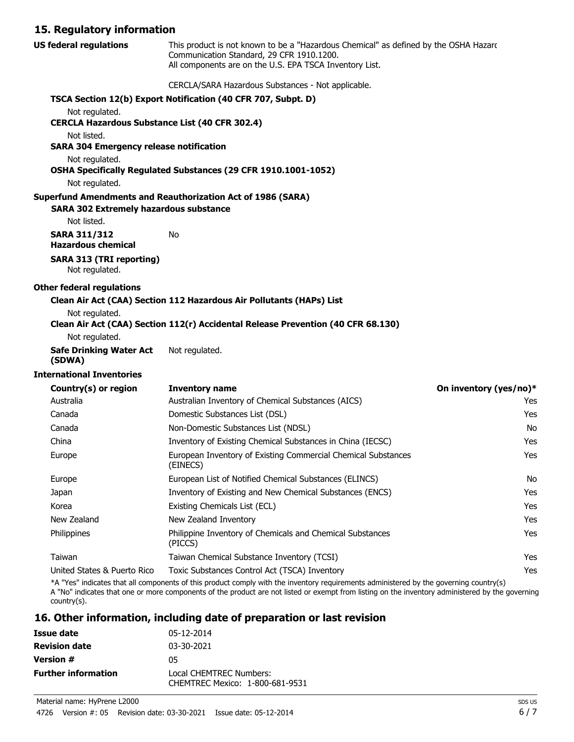## 15. Regulatory information

**US federal regulations**

This product is not known to be a "Hazardous Chemical" as defined by the OSHA Hazard Communication Standard, 29 CFR 1910.1200.
All components are on the U.S. EPA TSCA Inventory List.

CERCLA/SARA Hazardous Substances - Not applicable.

**TSCA Section 12(b) Export Notification (40 CFR 707, Subpt. D)**

Not regulated.

**CERCLA Hazardous Substance List (40 CFR 302.4)**

Not listed.

**SARA 304 Emergency release notification**

Not regulated.

**OSHA Specifically Regulated Substances (29 CFR 1910.1001-1052)**

Not regulated.

**Superfund Amendments and Reauthorization Act of 1986 (SARA)**

**SARA 302 Extremely hazardous substance**

Not listed.

**SARA 311/312 Hazardous chemical** No

**SARA 313 (TRI reporting)**

Not regulated.

**Other federal regulations**

**Clean Air Act (CAA) Section 112 Hazardous Air Pollutants (HAPs) List**

Not regulated.

**Clean Air Act (CAA) Section 112(r) Accidental Release Prevention (40 CFR 68.130)**

Not regulated.

**Safe Drinking Water Act (SDWA)** Not regulated.

**International Inventories**

| Country(s) or region | Inventory name | On inventory (yes/no)* |
|---|---|---|
| Australia | Australian Inventory of Chemical Substances (AICS) | Yes |
| Canada | Domestic Substances List (DSL) | Yes |
| Canada | Non-Domestic Substances List (NDSL) | No |
| China | Inventory of Existing Chemical Substances in China (IECSC) | Yes |
| Europe | European Inventory of Existing Commercial Chemical Substances (EINECS) | Yes |
| Europe | European List of Notified Chemical Substances (ELINCS) | No |
| Japan | Inventory of Existing and New Chemical Substances (ENCS) | Yes |
| Korea | Existing Chemicals List (ECL) | Yes |
| New Zealand | New Zealand Inventory | Yes |
| Philippines | Philippine Inventory of Chemicals and Chemical Substances (PICCS) | Yes |
| Taiwan | Taiwan Chemical Substance Inventory (TCSI) | Yes |
| United States & Puerto Rico | Toxic Substances Control Act (TSCA) Inventory | Yes |

*A "Yes" indicates that all components of this product comply with the inventory requirements administered by the governing country(s)
A "No" indicates that one or more components of the product are not listed or exempt from listing on the inventory administered by the governing country(s).

## 16. Other information, including date of preparation or last revision

**Issue date** 05-12-2014

**Revision date** 03-30-2021

**Version #** 05

**Further information** Local CHEMTREC Numbers:
CHEMTREC Mexico: 1-800-681-9531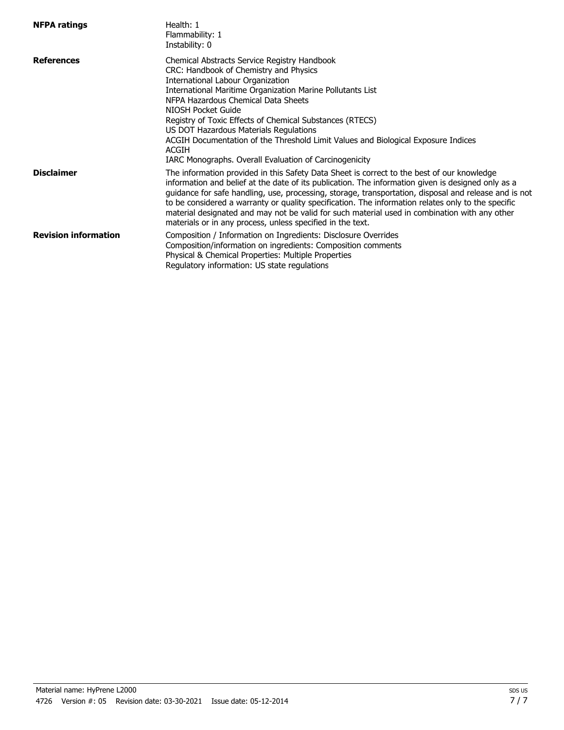**NFPA ratings**

Health: 1
Flammability: 1
Instability: 0

**References**

Chemical Abstracts Service Registry Handbook
CRC: Handbook of Chemistry and Physics
International Labour Organization
International Maritime Organization Marine Pollutants List
NFPA Hazardous Chemical Data Sheets
NIOSH Pocket Guide
Registry of Toxic Effects of Chemical Substances (RTECS)
US DOT Hazardous Materials Regulations
ACGIH Documentation of the Threshold Limit Values and Biological Exposure Indices
ACGIH
IARC Monographs. Overall Evaluation of Carcinogenicity

**Disclaimer**

The information provided in this Safety Data Sheet is correct to the best of our knowledge information and belief at the date of its publication. The information given is designed only as a guidance for safe handling, use, processing, storage, transportation, disposal and release and is not to be considered a warranty or quality specification. The information relates only to the specific material designated and may not be valid for such material used in combination with any other materials or in any process, unless specified in the text.

**Revision information**

Composition / Information on Ingredients: Disclosure Overrides
Composition/information on ingredients: Composition comments
Physical & Chemical Properties: Multiple Properties
Regulatory information: US state regulations